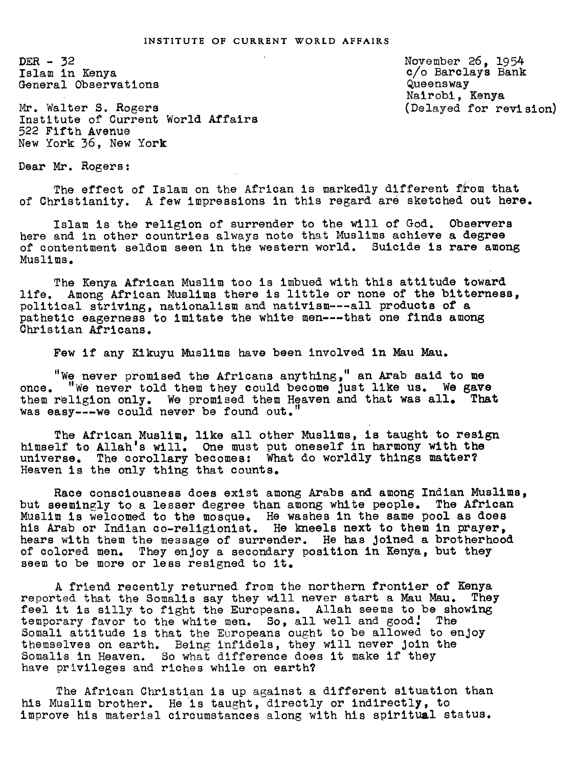INSTITUTE OF CURRENT WORLD AFFAIRS

DER - 32
Islam in Kenya
General Observations

November 26, 1954
c/o Barclays Bank
Queensway
Nairobi, Kenya
(Delayed for revision)

Mr. Walter S. Rogers
Institute of Current World Affairs
522 Fifth Avenue
New York 36, New York

Dear Mr. Rogers:

The effect of Islam on the African is markedly different from that of Christianity. A few impressions in this regard are sketched out here.

Islam is the religion of surrender to the will of God. Observers here and in other countries always note that Muslims achieve a degree of contentment seldom seen in the western world. Suicide is rare among Muslims.

The Kenya African Muslim too is imbued with this attitude toward life. Among African Muslims there is little or none of the bitterness, political striving, nationalism and nativism---all products of a pathetic eagerness to imitate the white men---that one finds among Christian Africans.

Few if any Kikuyu Muslims have been involved in Mau Mau.

"We never promised the Africans anything," an Arab said to me once. "We never told them they could become just like us. We gave them religion only. We promised them Heaven and that was all. That was easy---we could never be found out."

The African Muslim, like all other Muslims, is taught to resign himself to Allah's will. One must put oneself in harmony with the universe. The corollary becomes: What do worldly things matter? Heaven is the only thing that counts.

Race consciousness does exist among Arabs and among Indian Muslims, but seemingly to a lesser degree than among white people. The African Muslim is welcomed to the mosque. He washes in the same pool as does his Arab or Indian co-religionist. He kneels next to them in prayer, hears with them the message of surrender. He has joined a brotherhood of colored men. They enjoy a secondary position in Kenya, but they seem to be more or less resigned to it.

A friend recently returned from the northern frontier of Kenya reported that the Somalis say they will never start a Mau Mau. They feel it is silly to fight the Europeans. Allah seems to be showing temporary favor to the white men. So, all well and good! The Somali attitude is that the Europeans ought to be allowed to enjoy themselves on earth. Being infidels, they will never join the Somalis in Heaven. So what difference does it make if they have privileges and riches while on earth?

The African Christian is up against a different situation than his Muslim brother. He is taught, directly or indirectly, to improve his material circumstances along with his spiritual status.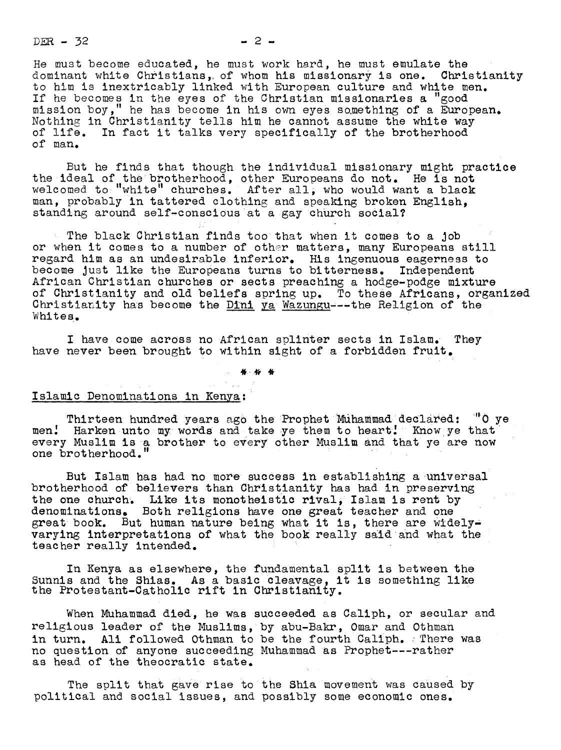He must become educated, he must work hard, he must emulate the dominant white Christians, of whom his missionary is one. Christianity to him is inextricably linked with European culture and white men. If he becomes in the eyes of the Christian missionaries a "good mission boy," he has become in his own eyes something of a European. Nothing in Christianity tells him he cannot assume the white way of life. In fact it talks very specifically of the brotherhood of man.

But he finds that though the individual missionary might practice the ideal of the brotherhood, other Europeans do not. He is not welcomed to "white" churches. After all, who would want a black man, probably in tattered clothing and speaking broken English, standing around self-conscious at a gay church social?

The black Christian finds too that when it comes to a job or when it comes to a number of other matters, many Europeans still regard him as an undesirable inferior. His ingenuous eagerness to become just like the Europeans turns to bitterness. Independent African Christian churches or sects preaching a hodge-podge mixture of Christianity and old beliefs spring up. To these Africans, organized Christianity has become the Dini ya Wazungu---the Religion of the Whites.

I have come across no African splinter sects in Islam. They have never been brought to within sight of a forbidden fruit.

\* \* \*

## Islamic Denominations in Kenya:

Thirteen hundred years ago the Prophet Muhammad declared: "O ye men! Harken unto my words and take ye them to heart! Know ye that every Muslim is a brother to every other Muslim and that ye are now one brotherhood."

But Islam has had no more success in establishing a universal brotherhood of believers than Christianity has had in preserving the one church. Like its monotheistic rival, Islam is rent by denominations. Both religions have one great teacher and one great book. But human nature being what it is, there are widely-varying interpretations of what the book really said and what the teacher really intended.

In Kenya as elsewhere, the fundamental split is between the Sunnis and the Shias. As a basic cleavage, it is something like the Protestant-Catholic rift in Christianity.

When Muhammad died, he was succeeded as Caliph, or secular and religious leader of the Muslims, by abu-Bakr, Omar and Othman in turn. Ali followed Othman to be the fourth Caliph. There was no question of anyone succeeding Muhammad as Prophet---rather as head of the theocratic state.

The split that gave rise to the Shia movement was caused by political and social issues, and possibly some economic ones.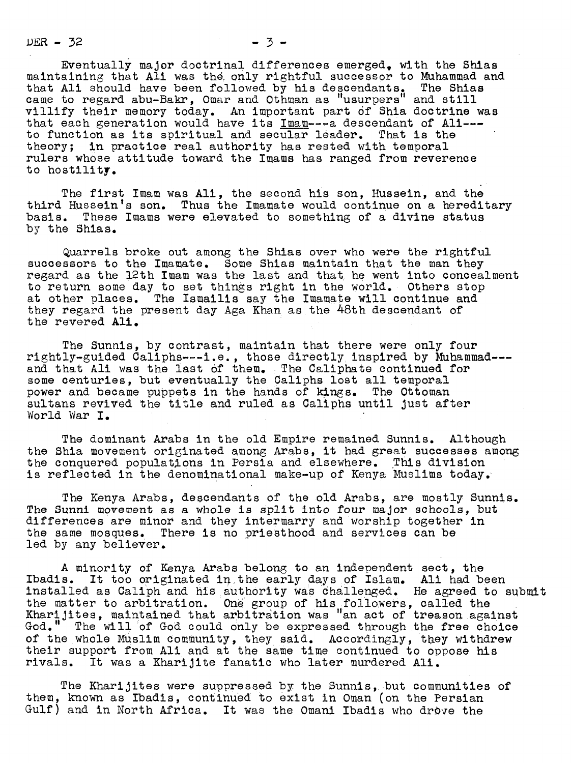Eventually major doctrinal differences emerged, with the Shias maintaining that Ali was the only rightful successor to Muhammad and that Ali should have been followed by his descendants. The Shias came to regard abu-Bakr, Omar and Othman as "usurpers" and still villify their memory today. An important part of Shia doctrine was that each generation would have its Imam---a descendant of Ali---to function as its spiritual and secular leader. That is the theory; in practice real authority has rested with temporal rulers whose attitude toward the Imams has ranged from reverence to hostility.

The first Imam was Ali, the second his son, Hussein, and the third Hussein's son. Thus the Imamate would continue on a hereditary basis. These Imams were elevated to something of a divine status by the Shias.

Quarrels broke out among the Shias over who were the rightful successors to the Imamate. Some Shias maintain that the man they regard as the 12th Imam was the last and that he went into concealment to return some day to set things right in the world. Others stop at other places. The Ismailis say the Imamate will continue and they regard the present day Aga Khan as the 48th descendant of the revered Ali.

The Sunnis, by contrast, maintain that there were only four rightly-guided Caliphs---i.e., those directly inspired by Muhammad---and that Ali was the last of them. The Caliphate continued for some centuries, but eventually the Caliphs lost all temporal power and became puppets in the hands of kings. The Ottoman sultans revived the title and ruled as Caliphs until just after World War I.

The dominant Arabs in the old Empire remained Sunnis. Although the Shia movement originated among Arabs, it had great successes among the conquered populations in Persia and elsewhere. This division is reflected in the denominational make-up of Kenya Muslims today.

The Kenya Arabs, descendants of the old Arabs, are mostly Sunnis. The Sunni movement as a whole is split into four major schools, but differences are minor and they intermarry and worship together in the same mosques. There is no priesthood and services can be led by any believer.

A minority of Kenya Arabs belong to an independent sect, the Ibadis. It too originated in the early days of Islam. Ali had been installed as Caliph and his authority was challenged. He agreed to submit the matter to arbitration. One group of his followers, called the Kharijites, maintained that arbitration was "an act of treason against God." The will of God could only be expressed through the free choice of the whole Muslim community, they said. Accordingly, they withdrew their support from Ali and at the same time continued to oppose his rivals. It was a Kharijite fanatic who later murdered Ali.

The Kharijites were suppressed by the Sunnis, but communities of them, known as Ibadis, continued to exist in Oman (on the Persian Gulf) and in North Africa. It was the Omani Ibadis who drove the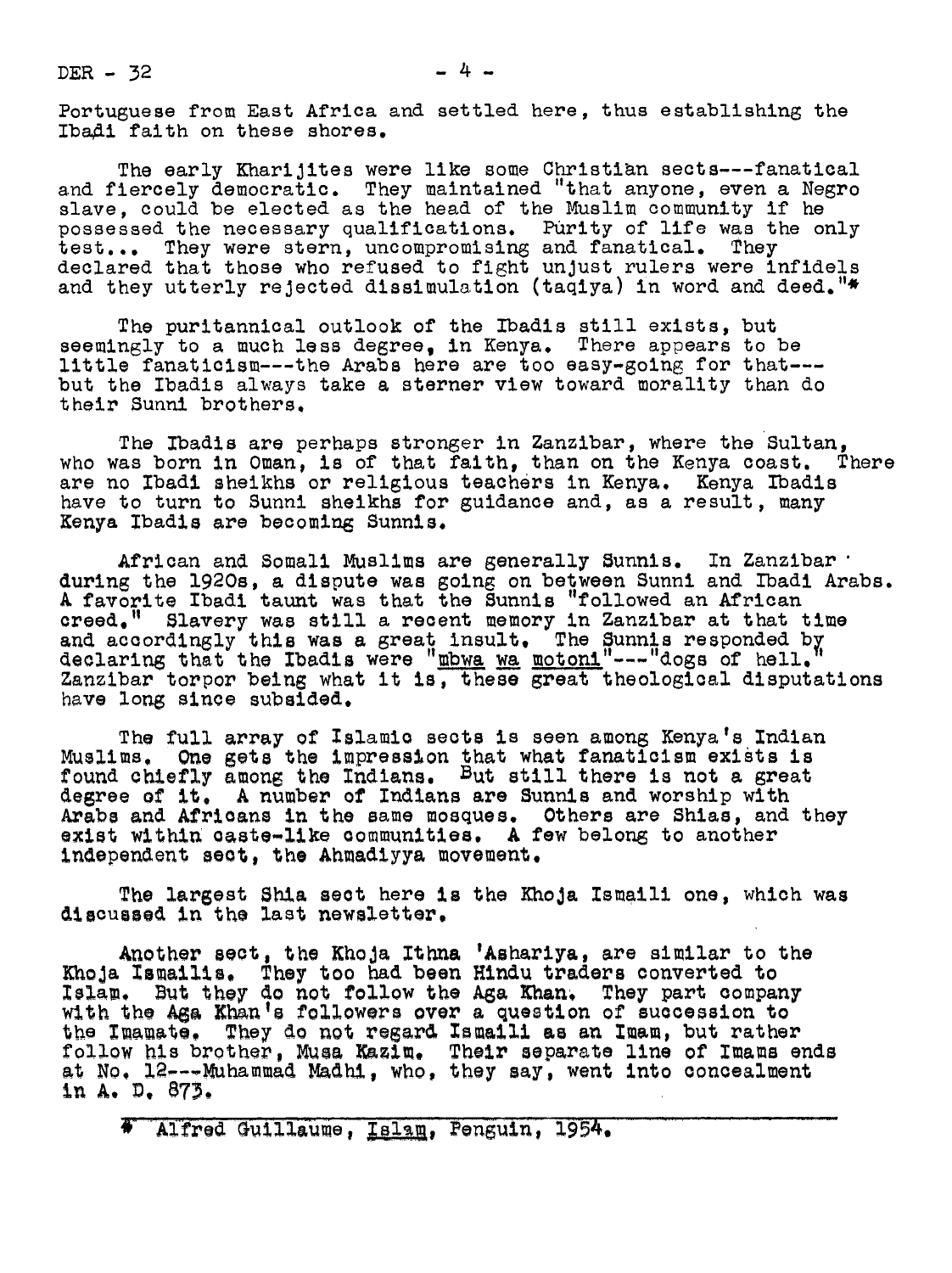Portuguese from East Africa and settled here, thus establishing the Ibadi faith on these shores.

The early Kharijites were like some Christian sects---fanatical and fiercely democratic. They maintained "that anyone, even a Negro slave, could be elected as the head of the Muslim community if he possessed the necessary qualifications. Purity of life was the only test... They were stern, uncompromising and fanatical. They declared that those who refused to fight unjust rulers were infidels and they utterly rejected dissimulation (taqiya) in word and deed."*

The puritannical outlook of the Ibadis still exists, but seemingly to a much less degree, in Kenya. There appears to be little fanaticism---the Arabs here are too easy-going for that---but the Ibadis always take a sterner view toward morality than do their Sunni brothers.

The Ibadis are perhaps stronger in Zanzibar, where the Sultan, who was born in Oman, is of that faith, than on the Kenya coast. There are no Ibadi sheikhs or religious teachers in Kenya. Kenya Ibadis have to turn to Sunni sheikhs for guidance and, as a result, many Kenya Ibadis are becoming Sunnis.

African and Somali Muslims are generally Sunnis. In Zanzibar during the 1920s, a dispute was going on between Sunni and Ibadi Arabs. A favorite Ibadi taunt was that the Sunnis "followed an African creed." Slavery was still a recent memory in Zanzibar at that time and accordingly this was a great insult. The Sunnis responded by declaring that the Ibadis were "mbwa wa motoni"---"dogs of hell." Zanzibar torpor being what it is, these great theological disputations have long since subsided.

The full array of Islamic sects is seen among Kenya's Indian Muslims. One gets the impression that what fanaticism exists is found chiefly among the Indians. But still there is not a great degree of it. A number of Indians are Sunnis and worship with Arabs and Africans in the same mosques. Others are Shias, and they exist within caste-like communities. A few belong to another independent sect, the Ahmadiyya movement.

The largest Shia sect here is the Khoja Ismaili one, which was discussed in the last newsletter.

Another sect, the Khoja Ithna 'Ashariya, are similar to the Khoja Ismailis. They too had been Hindu traders converted to Islam. But they do not follow the Aga Khan. They part company with the Aga Khan's followers over a question of succession to the Imamate. They do not regard Ismaili as an Imam, but rather follow his brother, Musa Kazim. Their separate line of Imams ends at No. 12---Muhammad Madhi, who, they say, went into concealment in A. D. 873.

---

\* Alfred Guillaume, Islam, Penguin, 1954.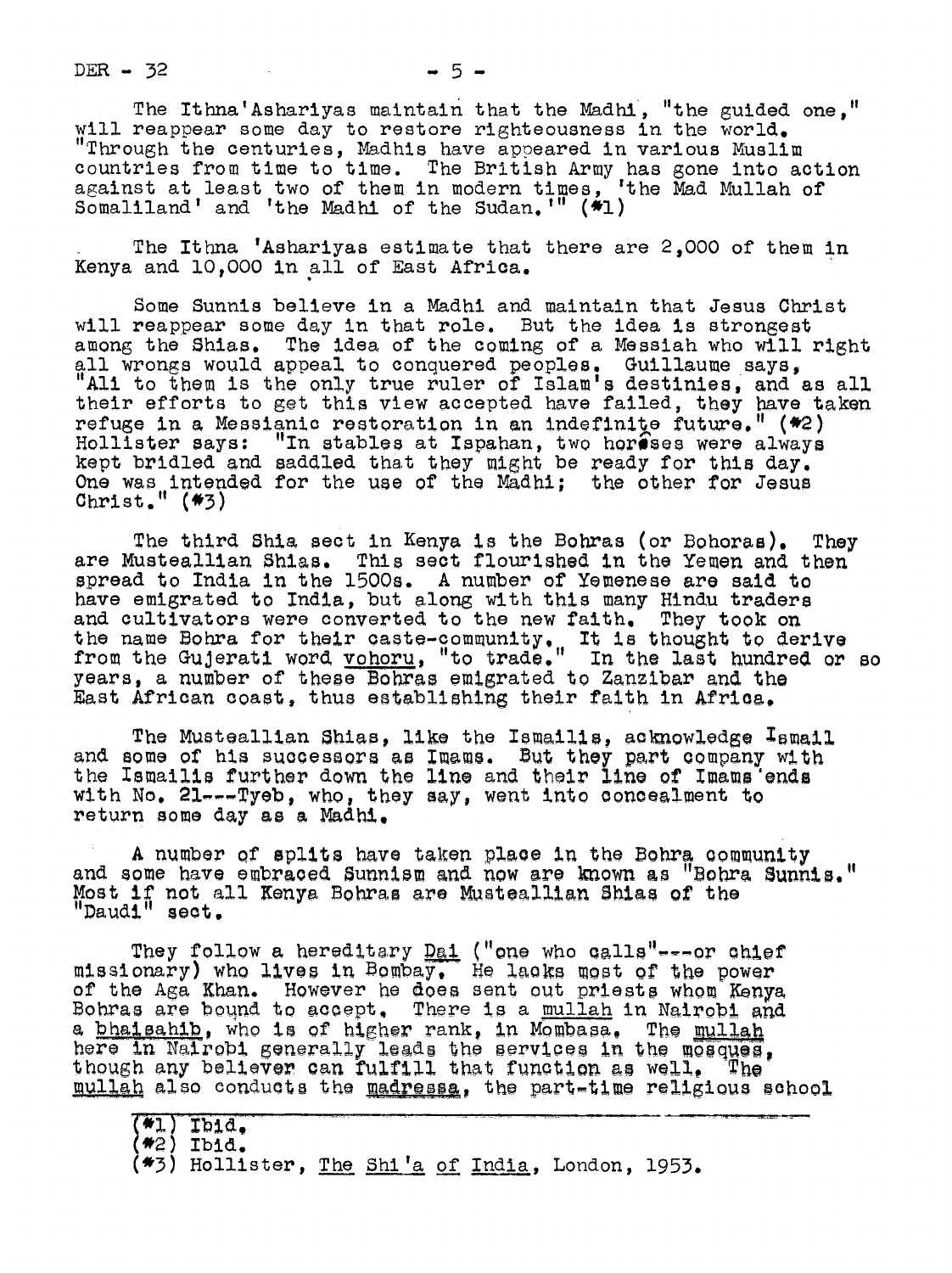The Ithna'Ashariyas maintain that the Madhi, "the guided one," will reappear some day to restore righteousness in the world. "Through the centuries, Madhis have appeared in various Muslim countries from time to time. The British Army has gone into action against at least two of them in modern times, 'the Mad Mullah of Somaliland' and 'the Madhi of the Sudan.'" (#1)

The Ithna 'Ashariyas estimate that there are 2,000 of them in Kenya and 10,000 in all of East Africa.

Some Sunnis believe in a Madhi and maintain that Jesus Christ will reappear some day in that role. But the idea is strongest among the Shias. The idea of the coming of a Messiah who will right all wrongs would appeal to conquered peoples. Guillaume says, "Ali to them is the only true ruler of Islam's destinies, and as all their efforts to get this view accepted have failed, they have taken refuge in a Messianic restoration in an indefinite future." (#2) Hollister says: "In stables at Ispahan, two horses were always kept bridled and saddled that they might be ready for this day. One was intended for the use of the Madhi; the other for Jesus Christ." (#3)

The third Shia sect in Kenya is the Bohras (or Bohoras). They are Musteallian Shias. This sect flourished in the Yemen and then spread to India in the 1500s. A number of Yemenese are said to have emigrated to India, but along with this many Hindu traders and cultivators were converted to the new faith. They took on the name Bohra for their caste-community. It is thought to derive from the Gujerati word _vohoru_, "to trade." In the last hundred or so years, a number of these Bohras emigrated to Zanzibar and the East African coast, thus establishing their faith in Africa.

The Musteallian Shias, like the Ismailis, acknowledge Ismail and some of his successors as Imams. But they part company with the Ismailis further down the line and their line of Imams ends with No. 21---Tyeb, who, they say, went into concealment to return some day as a Madhi.

A number of splits have taken place in the Bohra community and some have embraced Sunnism and now are known as "Bohra Sunnis." Most if not all Kenya Bohras are Musteallian Shias of the "Daudi" sect.

They follow a hereditary _Dai_ ("one who calls"---or chief missionary) who lives in Bombay. He lacks most of the power of the Aga Khan. However he does sent out priests whom Kenya Bohras are bound to accept. There is a _mullah_ in Nairobi and a _bhaisahib_, who is of higher rank, in Mombasa. The _mullah_ here in Nairobi generally leads the services in the mosques, though any believer can fulfill that function as well. The _mullah_ also conducts the _madressa_, the part-time religious school

---

(#1) Ibid.
(#2) Ibid.
(#3) Hollister, _The Shi'a of India_, London, 1953.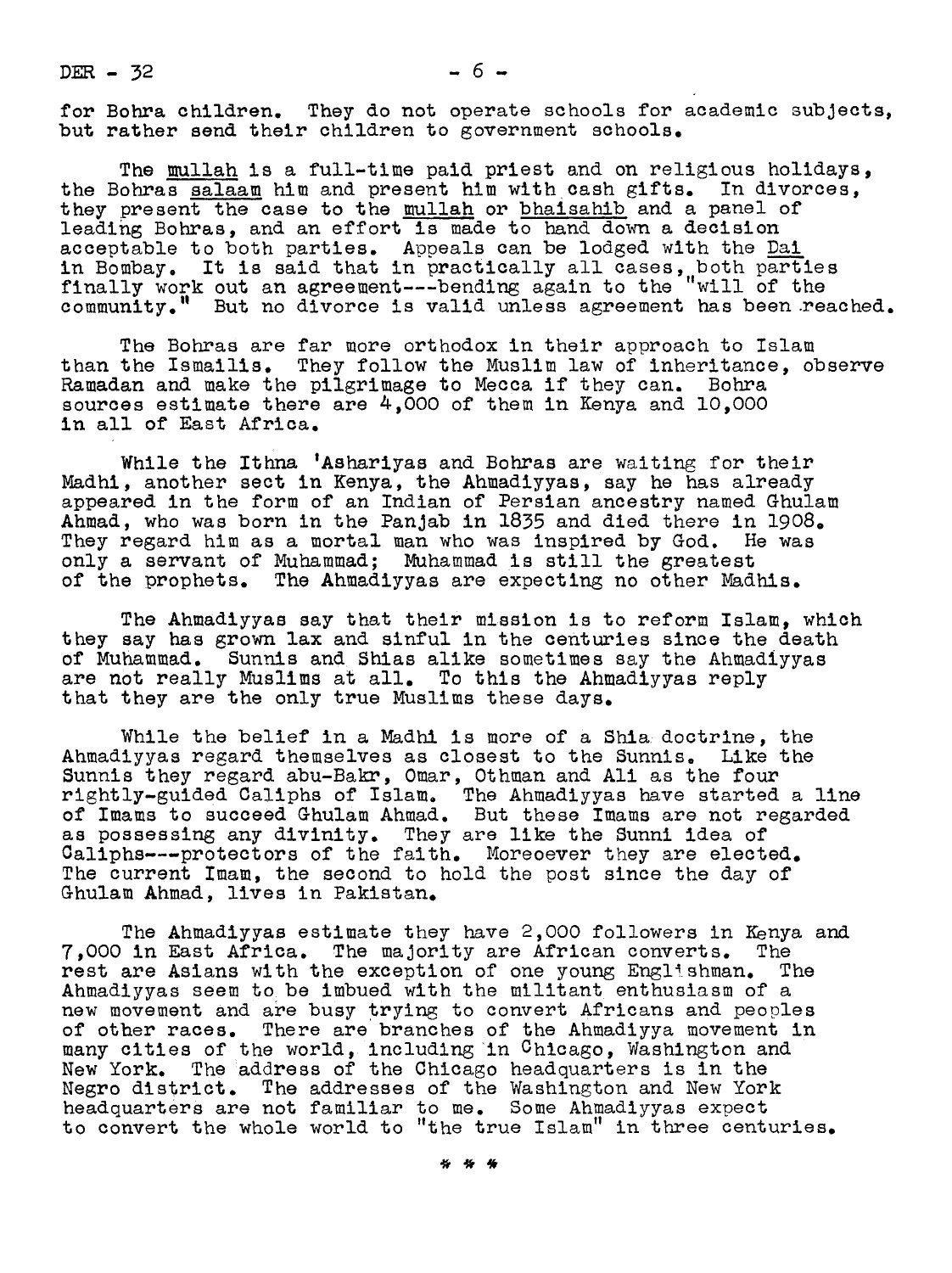for Bohra children. They do not operate schools for academic subjects, but rather send their children to government schools.

The _mullah_ is a full-time paid priest and on religious holidays, the Bohras _salaam_ him and present him with cash gifts. In divorces, they present the case to the _mullah_ or _bhaisahib_ and a panel of leading Bohras, and an effort is made to hand down a decision acceptable to both parties. Appeals can be lodged with the _Dai_ in Bombay. It is said that in practically all cases, both parties finally work out an agreement---bending again to the "will of the community." But no divorce is valid unless agreement has been reached.

The Bohras are far more orthodox in their approach to Islam than the Ismailis. They follow the Muslim law of inheritance, observe Ramadan and make the pilgrimage to Mecca if they can. Bohra sources estimate there are 4,000 of them in Kenya and 10,000 in all of East Africa.

While the Ithna 'Ashariyas and Bohras are waiting for their Madhi, another sect in Kenya, the Ahmadiyyas, say he has already appeared in the form of an Indian of Persian ancestry named Ghulam Ahmad, who was born in the Panjab in 1835 and died there in 1908. They regard him as a mortal man who was inspired by God. He was only a servant of Muhammad; Muhammad is still the greatest of the prophets. The Ahmadiyyas are expecting no other Madhis.

The Ahmadiyyas say that their mission is to reform Islam, which they say has grown lax and sinful in the centuries since the death of Muhammad. Sunnis and Shias alike sometimes say the Ahmadiyyas are not really Muslims at all. To this the Ahmadiyyas reply that they are the only true Muslims these days.

While the belief in a Madhi is more of a Shia doctrine, the Ahmadiyyas regard themselves as closest to the Sunnis. Like the Sunnis they regard abu-Bakr, Omar, Othman and Ali as the four rightly-guided Caliphs of Islam. The Ahmadiyyas have started a line of Imams to succeed Ghulam Ahmad. But these Imams are not regarded as possessing any divinity. They are like the Sunni idea of Caliphs---protectors of the faith. Moreoever they are elected. The current Imam, the second to hold the post since the day of Ghulam Ahmad, lives in Pakistan.

The Ahmadiyyas estimate they have 2,000 followers in Kenya and 7,000 in East Africa. The majority are African converts. The rest are Asians with the exception of one young Englishman. The Ahmadiyyas seem to be imbued with the militant enthusiasm of a new movement and are busy trying to convert Africans and peoples of other races. There are branches of the Ahmadiyya movement in many cities of the world, including in Chicago, Washington and New York. The address of the Chicago headquarters is in the Negro district. The addresses of the Washington and New York headquarters are not familiar to me. Some Ahmadiyyas expect to convert the whole world to "the true Islam" in three centuries.

\* \* \*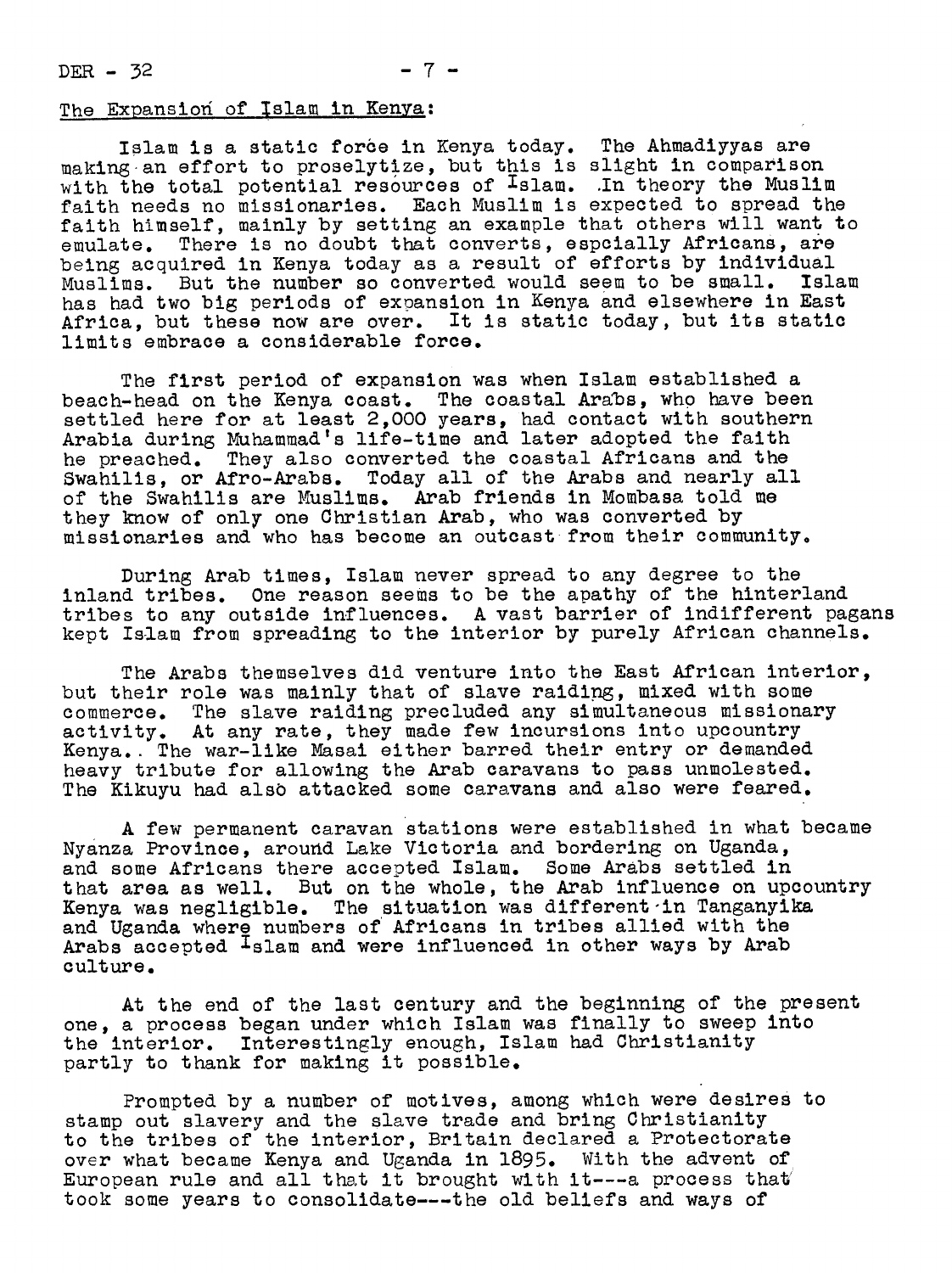## The Expansion of Islam in Kenya:

Islam is a static force in Kenya today. The Ahmadiyyas are making an effort to proselytize, but this is slight in comparison with the total potential resources of Islam. In theory the Muslim faith needs no missionaries. Each Muslim is expected to spread the faith himself, mainly by setting an example that others will want to emulate. There is no doubt that converts, espcially Africans, are being acquired in Kenya today as a result of efforts by individual Muslims. But the number so converted would seem to be small. Islam has had two big periods of expansion in Kenya and elsewhere in East Africa, but these now are over. It is static today, but its static limits embrace a considerable force.

The first period of expansion was when Islam established a beach-head on the Kenya coast. The coastal Arabs, who have been settled here for at least 2,000 years, had contact with southern Arabia during Muhammad's life-time and later adopted the faith he preached. They also converted the coastal Africans and the Swahilis, or Afro-Arabs. Today all of the Arabs and nearly all of the Swahilis are Muslims. Arab friends in Mombasa told me they know of only one Christian Arab, who was converted by missionaries and who has become an outcast from their community.

During Arab times, Islam never spread to any degree to the inland tribes. One reason seems to be the apathy of the hinterland tribes to any outside influences. A vast barrier of indifferent pagans kept Islam from spreading to the interior by purely African channels.

The Arabs themselves did venture into the East African interior, but their role was mainly that of slave raiding, mixed with some commerce. The slave raiding precluded any simultaneous missionary activity. At any rate, they made few incursions into upcountry Kenya. The war-like Masai either barred their entry or demanded heavy tribute for allowing the Arab caravans to pass unmolested. The Kikuyu had also attacked some caravans and also were feared.

A few permanent caravan stations were established in what became Nyanza Province, around Lake Victoria and bordering on Uganda, and some Africans there accepted Islam. Some Arabs settled in that area as well. But on the whole, the Arab influence on upcountry Kenya was negligible. The situation was different in Tanganyika and Uganda where numbers of Africans in tribes allied with the Arabs accepted Islam and were influenced in other ways by Arab culture.

At the end of the last century and the beginning of the present one, a process began under which Islam was finally to sweep into the interior. Interestingly enough, Islam had Christianity partly to thank for making it possible.

Prompted by a number of motives, among which were desires to stamp out slavery and the slave trade and bring Christianity to the tribes of the interior, Britain declared a Protectorate over what became Kenya and Uganda in 1895. With the advent of European rule and all that it brought with it---a process that took some years to consolidate---the old beliefs and ways of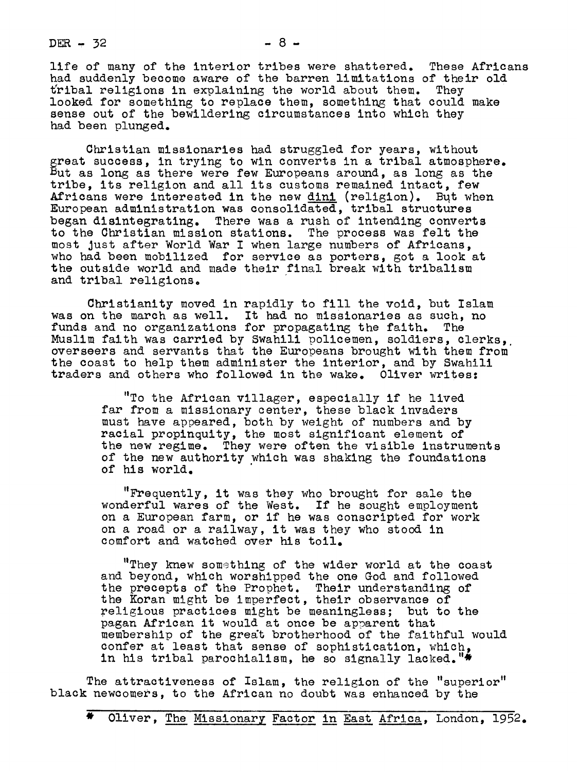life of many of the interior tribes were shattered. These Africans had suddenly become aware of the barren limitations of their old tribal religions in explaining the world about them. They looked for something to replace them, something that could make sense out of the bewildering circumstances into which they had been plunged.

Christian missionaries had struggled for years, without great success, in trying to win converts in a tribal atmosphere. But as long as there were few Europeans around, as long as the tribe, its religion and all its customs remained intact, few Africans were interested in the new dini (religion). But when European administration was consolidated, tribal structures began disintegrating. There was a rush of intending converts to the Christian mission stations. The process was felt the most just after World War I when large numbers of Africans, who had been mobilized for service as porters, got a look at the outside world and made their final break with tribalism and tribal religions.

Christianity moved in rapidly to fill the void, but Islam was on the march as well. It had no missionaries as such, no funds and no organizations for propagating the faith. The Muslim faith was carried by Swahili policemen, soldiers, clerks, overseers and servants that the Europeans brought with them from the coast to help them administer the interior, and by Swahili traders and others who followed in the wake. Oliver writes:

> "To the African villager, especially if he lived far from a missionary center, these black invaders must have appeared, both by weight of numbers and by racial propinquity, the most significant element of the new regime. They were often the visible instruments of the new authority which was shaking the foundations of his world.
>
> "Frequently, it was they who brought for sale the wonderful wares of the West. If he sought employment on a European farm, or if he was conscripted for work on a road or a railway, it was they who stood in comfort and watched over his toil.
>
> "They knew something of the wider world at the coast and beyond, which worshipped the one God and followed the precepts of the Prophet. Their understanding of the Koran might be imperfect, their observance of religious practices might be meaningless; but to the pagan African it would at once be apparent that membership of the great brotherhood of the faithful would confer at least that sense of sophistication, which, in his tribal parochialism, he so signally lacked."*

The attractiveness of Islam, the religion of the "superior" black newcomers, to the African no doubt was enhanced by the

---

* Oliver, The Missionary Factor in East Africa, London, 1952.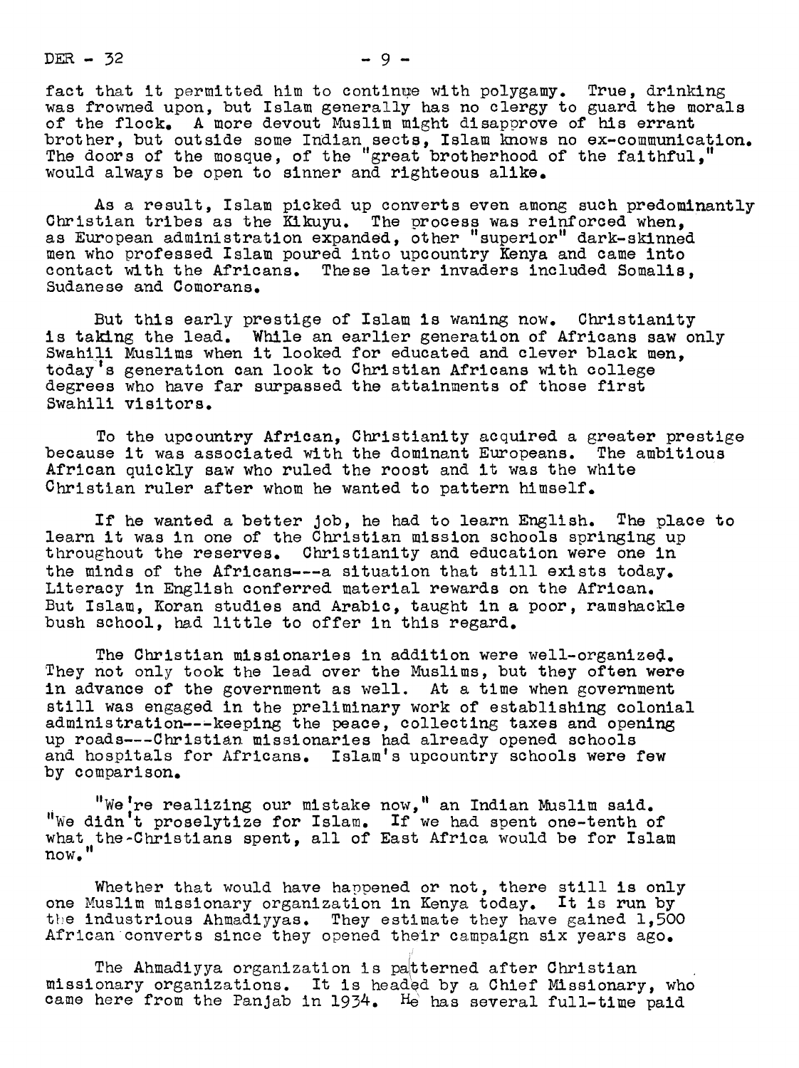fact that it permitted him to continue with polygamy. True, drinking was frowned upon, but Islam generally has no clergy to guard the morals of the flock. A more devout Muslim might disapprove of his errant brother, but outside some Indian sects, Islam knows no ex-communication. The doors of the mosque, of the "great brotherhood of the faithful," would always be open to sinner and righteous alike.

As a result, Islam picked up converts even among such predominantly Christian tribes as the Kikuyu. The process was reinforced when, as European administration expanded, other "superior" dark-skinned men who professed Islam poured into upcountry Kenya and came into contact with the Africans. These later invaders included Somalis, Sudanese and Comorans.

But this early prestige of Islam is waning now. Christianity is taking the lead. While an earlier generation of Africans saw only Swahili Muslims when it looked for educated and clever black men, today's generation can look to Christian Africans with college degrees who have far surpassed the attainments of those first Swahili visitors.

To the upcountry African, Christianity acquired a greater prestige because it was associated with the dominant Europeans. The ambitious African quickly saw who ruled the roost and it was the white Christian ruler after whom he wanted to pattern himself.

If he wanted a better job, he had to learn English. The place to learn it was in one of the Christian mission schools springing up throughout the reserves. Christianity and education were one in the minds of the Africans---a situation that still exists today. Literacy in English conferred material rewards on the African. But Islam, Koran studies and Arabic, taught in a poor, ramshackle bush school, had little to offer in this regard.

The Christian missionaries in addition were well-organized. They not only took the lead over the Muslims, but they often were in advance of the government as well. At a time when government still was engaged in the preliminary work of establishing colonial administration---keeping the peace, collecting taxes and opening up roads---Christian missionaries had already opened schools and hospitals for Africans. Islam's upcountry schools were few by comparison.

"We're realizing our mistake now," an Indian Muslim said. "We didn't proselytize for Islam. If we had spent one-tenth of what the Christians spent, all of East Africa would be for Islam now."

Whether that would have happened or not, there still is only one Muslim missionary organization in Kenya today. It is run by the industrious Ahmadiyyas. They estimate they have gained 1,500 African converts since they opened their campaign six years ago.

The Ahmadiyya organization is patterned after Christian missionary organizations. It is headed by a Chief Missionary, who came here from the Panjab in 1934. He has several full-time paid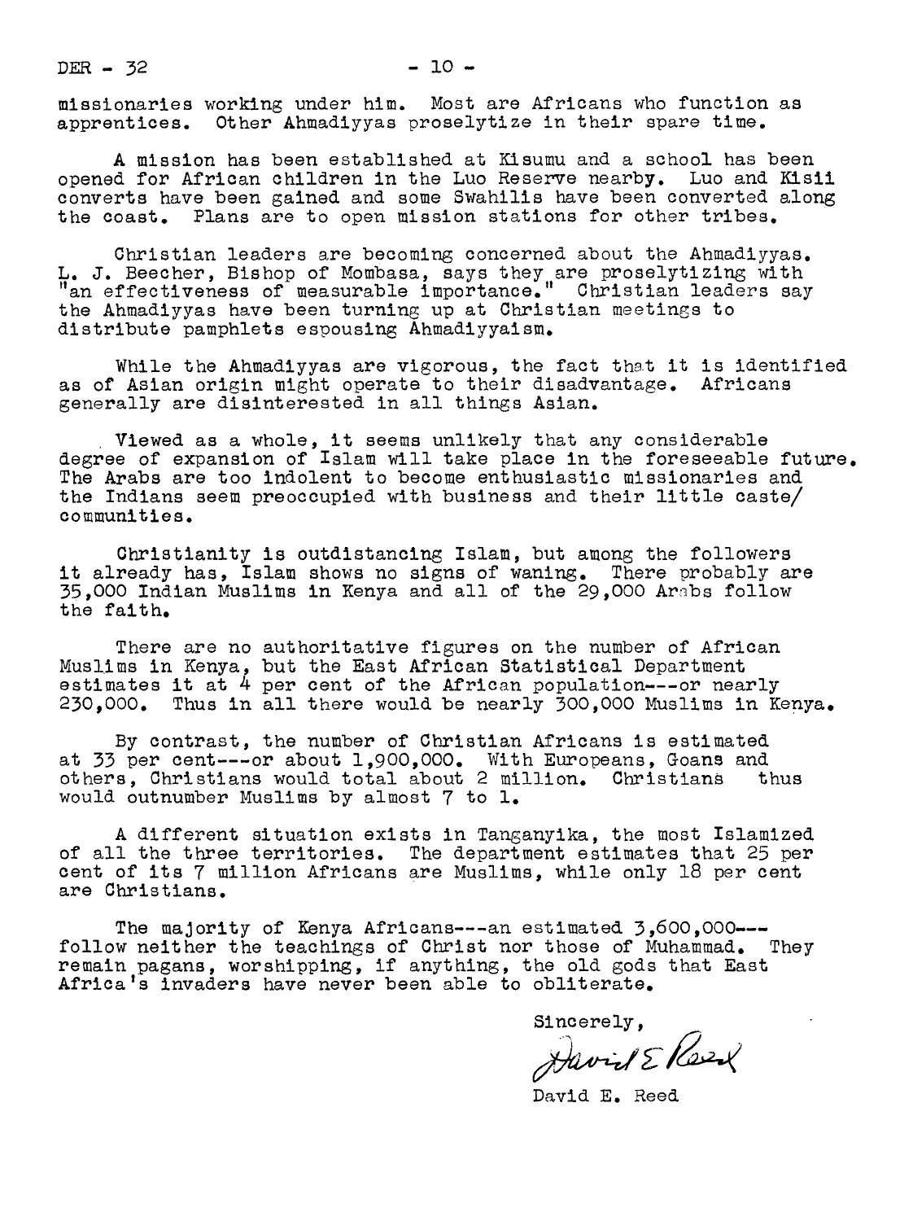missionaries working under him. Most are Africans who function as apprentices. Other Ahmadiyyas proselytize in their spare time.

A mission has been established at Kisumu and a school has been opened for African children in the Luo Reserve nearby. Luo and Kisii converts have been gained and some Swahilis have been converted along the coast. Plans are to open mission stations for other tribes.

Christian leaders are becoming concerned about the Ahmadiyyas. L. J. Beecher, Bishop of Mombasa, says they are proselytizing with "an effectiveness of measurable importance." Christian leaders say the Ahmadiyyas have been turning up at Christian meetings to distribute pamphlets espousing Ahmadiyyaism.

While the Ahmadiyyas are vigorous, the fact that it is identified as of Asian origin might operate to their disadvantage. Africans generally are disinterested in all things Asian.

Viewed as a whole, it seems unlikely that any considerable degree of expansion of Islam will take place in the foreseeable future. The Arabs are too indolent to become enthusiastic missionaries and the Indians seem preoccupied with business and their little caste/ communities.

Christianity is outdistancing Islam, but among the followers it already has, Islam shows no signs of waning. There probably are 35,000 Indian Muslims in Kenya and all of the 29,000 Arabs follow the faith.

There are no authoritative figures on the number of African Muslims in Kenya, but the East African Statistical Department estimates it at 4 per cent of the African population---or nearly 230,000. Thus in all there would be nearly 300,000 Muslims in Kenya.

By contrast, the number of Christian Africans is estimated at 33 per cent---or about 1,900,000. With Europeans, Goans and others, Christians would total about 2 million. Christians thus would outnumber Muslims by almost 7 to 1.

A different situation exists in Tanganyika, the most Islamized of all the three territories. The department estimates that 25 per cent of its 7 million Africans are Muslims, while only 18 per cent are Christians.

The majority of Kenya Africans---an estimated 3,600,000--- follow neither the teachings of Christ nor those of Muhammad. They remain pagans, worshipping, if anything, the old gods that East Africa's invaders have never been able to obliterate.

Sincerely,

David E. Reed

David E. Reed